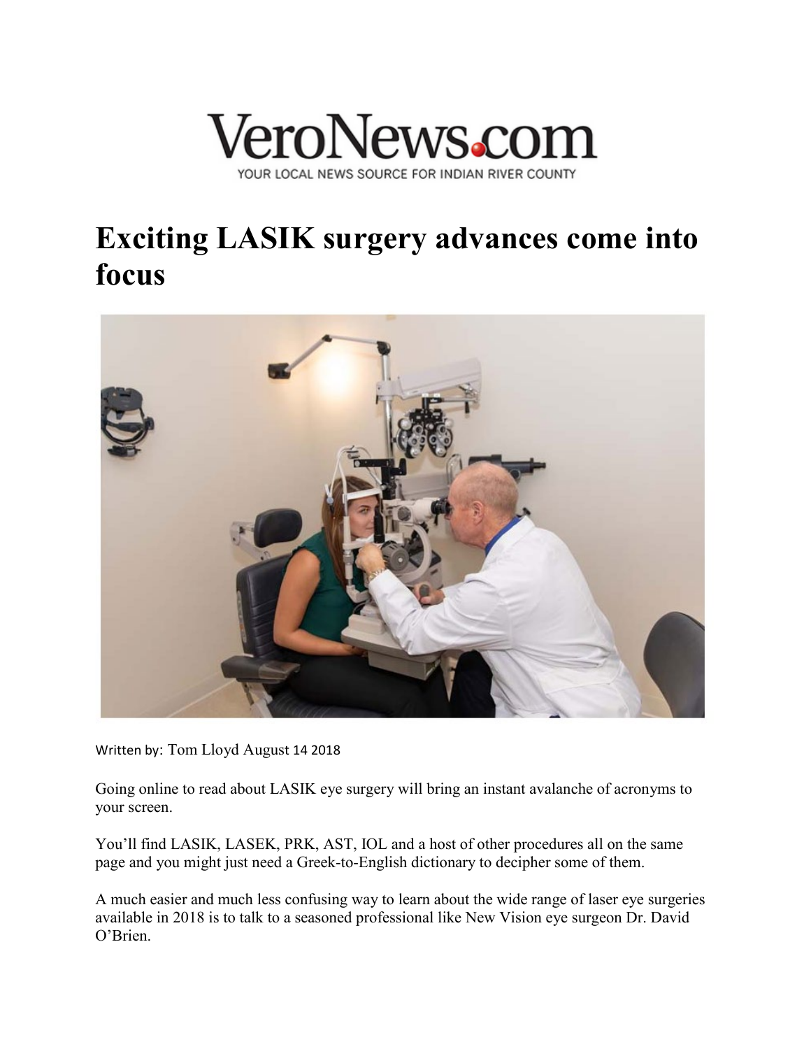VeroNews.com

YOUR LOCAL NEWS SOURCE FOR INDIAN RIVER COUNTY

# Exciting LASIK surgery advances come into focus

Written by: Tom Lloyd August 14 2018

Going online to read about LASIK eye surgery will bring an instant avalanche of acronyms to your screen.

You'll find LASIK, LASEK, PRK, AST, IOL and a host of other procedures all on the same page and you might just need a Greek-to-English dictionary to decipher some of them.

A much easier and much less confusing way to learn about the wide range of laser eye surgeries available in 2018 is to talk to a seasoned professional like New Vision eye surgeon Dr. David O'Brien.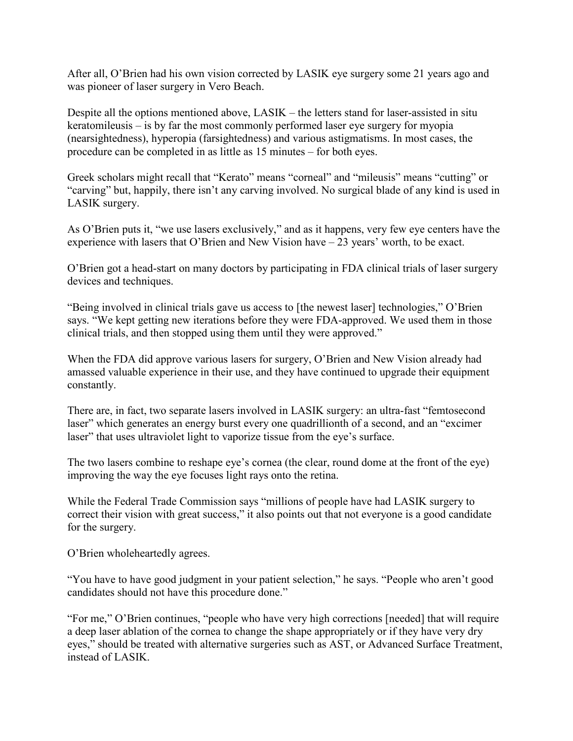After all, O'Brien had his own vision corrected by LASIK eye surgery some 21 years ago and was pioneer of laser surgery in Vero Beach.

Despite all the options mentioned above, LASIK – the letters stand for laser-assisted in situ keratomileusis – is by far the most commonly performed laser eye surgery for myopia (nearsightedness), hyperopia (farsightedness) and various astigmatisms. In most cases, the procedure can be completed in as little as 15 minutes – for both eyes.

Greek scholars might recall that "Kerato" means "corneal" and "mileusis" means "cutting" or "carving" but, happily, there isn't any carving involved. No surgical blade of any kind is used in LASIK surgery.

As O'Brien puts it, "we use lasers exclusively," and as it happens, very few eye centers have the experience with lasers that O'Brien and New Vision have – 23 years' worth, to be exact.

O'Brien got a head-start on many doctors by participating in FDA clinical trials of laser surgery devices and techniques.

"Being involved in clinical trials gave us access to [the newest laser] technologies," O'Brien says. "We kept getting new iterations before they were FDA-approved. We used them in those clinical trials, and then stopped using them until they were approved."

When the FDA did approve various lasers for surgery, O'Brien and New Vision already had amassed valuable experience in their use, and they have continued to upgrade their equipment constantly.

There are, in fact, two separate lasers involved in LASIK surgery: an ultra-fast "femtosecond laser" which generates an energy burst every one quadrillionth of a second, and an "excimer laser" that uses ultraviolet light to vaporize tissue from the eye's surface.

The two lasers combine to reshape eye's cornea (the clear, round dome at the front of the eye) improving the way the eye focuses light rays onto the retina.

While the Federal Trade Commission says "millions of people have had LASIK surgery to correct their vision with great success," it also points out that not everyone is a good candidate for the surgery.

O'Brien wholeheartedly agrees.

"You have to have good judgment in your patient selection," he says. "People who aren't good candidates should not have this procedure done."

"For me," O'Brien continues, "people who have very high corrections [needed] that will require a deep laser ablation of the cornea to change the shape appropriately or if they have very dry eyes," should be treated with alternative surgeries such as AST, or Advanced Surface Treatment, instead of LASIK.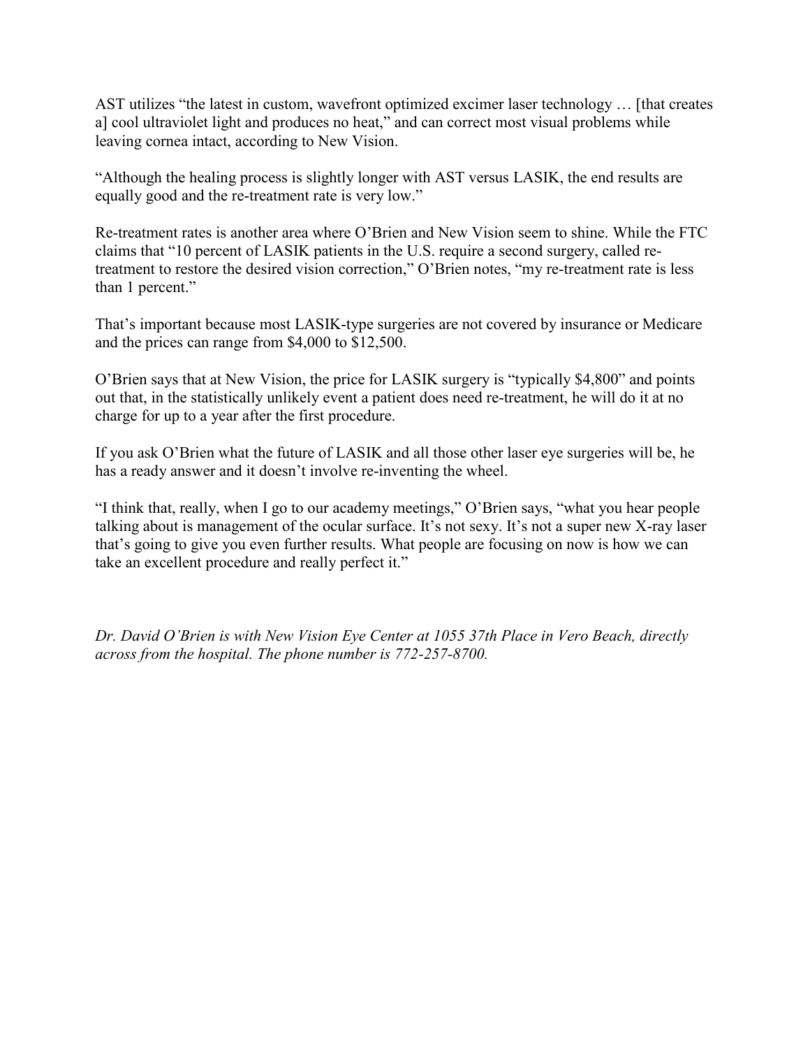AST utilizes "the latest in custom, wavefront optimized excimer laser technology … [that creates a] cool ultraviolet light and produces no heat," and can correct most visual problems while leaving cornea intact, according to New Vision.

"Although the healing process is slightly longer with AST versus LASIK, the end results are equally good and the re-treatment rate is very low."

Re-treatment rates is another area where O'Brien and New Vision seem to shine. While the FTC claims that "10 percent of LASIK patients in the U.S. require a second surgery, called re-treatment to restore the desired vision correction," O'Brien notes, "my re-treatment rate is less than 1 percent."

That's important because most LASIK-type surgeries are not covered by insurance or Medicare and the prices can range from $4,000 to $12,500.

O'Brien says that at New Vision, the price for LASIK surgery is "typically $4,800" and points out that, in the statistically unlikely event a patient does need re-treatment, he will do it at no charge for up to a year after the first procedure.

If you ask O'Brien what the future of LASIK and all those other laser eye surgeries will be, he has a ready answer and it doesn't involve re-inventing the wheel.

"I think that, really, when I go to our academy meetings," O'Brien says, "what you hear people talking about is management of the ocular surface. It's not sexy. It's not a super new X-ray laser that's going to give you even further results. What people are focusing on now is how we can take an excellent procedure and really perfect it."

*Dr. David O'Brien is with New Vision Eye Center at 1055 37th Place in Vero Beach, directly across from the hospital. The phone number is 772-257-8700.*